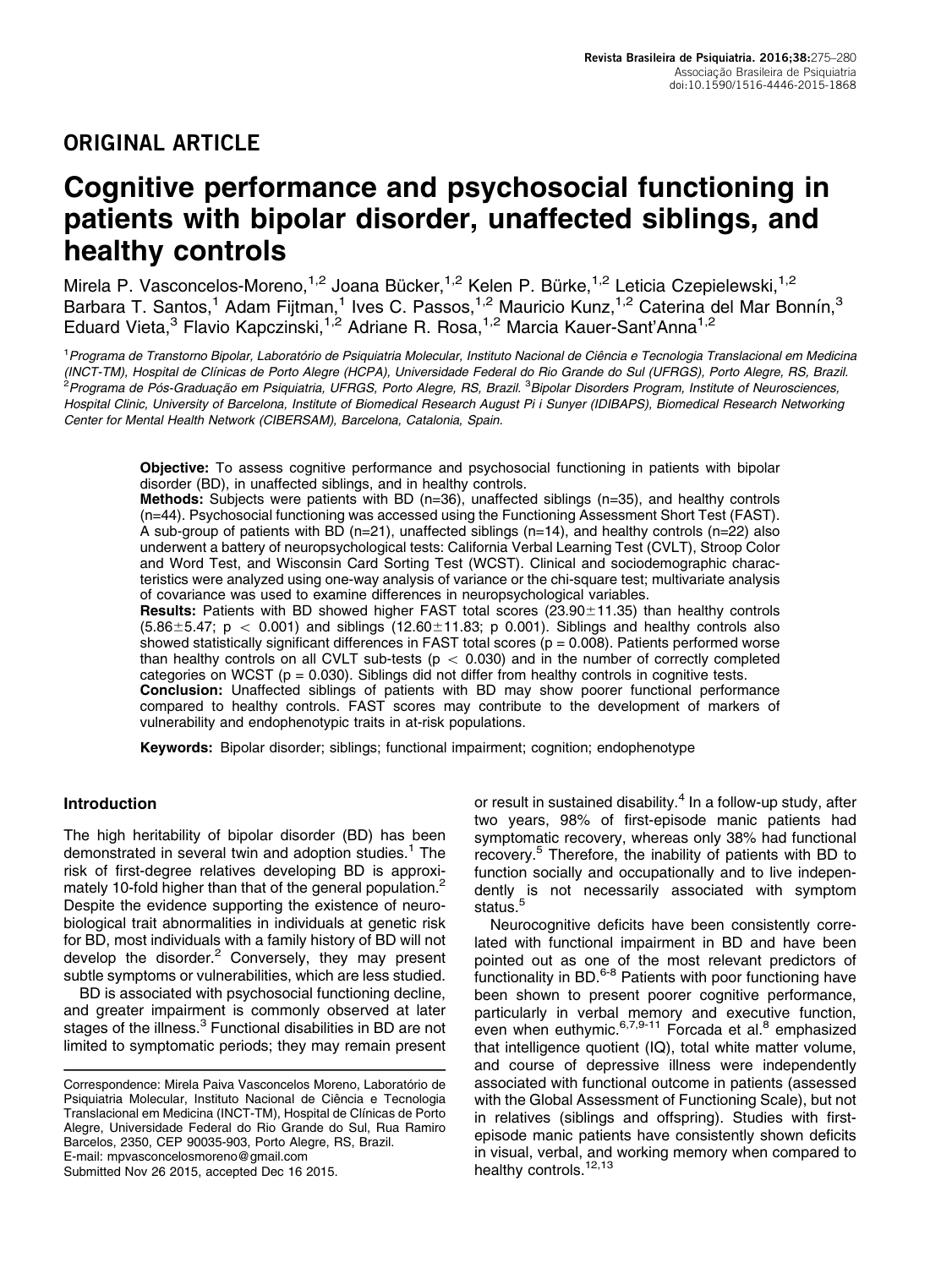## ORIGINAL ARTICLE

# Cognitive performance and psychosocial functioning in patients with bipolar disorder, unaffected siblings, and healthy controls

Mirela P. Vasconcelos-Moreno,[1,2] Joana Bücker,[1,2] Kelen P. Bürke,[1,2] Leticia Czepielewski,[1,2] Barbara T. Santos,[1] Adam Fijtman,[1] Ives C. Passos,[1,2] Mauricio Kunz,[1,2] Caterina del Mar Bonnín,[3] Eduard Vieta,[3] Flavio Kapczinski,[1,2] Adriane R. Rosa,[1,2] Marcia Kauer-Sant'Anna[1,2]

[1]*Programa de Transtorno Bipolar, Laboratório de Psiquiatria Molecular, Instituto Nacional de Ciência e Tecnologia Translacional em Medicina (INCT-TM), Hospital de Clínicas de Porto Alegre (HCPA), Universidade Federal do Rio Grande do Sul (UFRGS), Porto Alegre, RS, Brazil.* [2]*Programa de Pós-Graduação em Psiquiatria, UFRGS, Porto Alegre, RS, Brazil.* [3]*Bipolar Disorders Program, Institute of Neurosciences, Hospital Clinic, University of Barcelona, Institute of Biomedical Research August Pi i Sunyer (IDIBAPS), Biomedical Research Networking Center for Mental Health Network (CIBERSAM), Barcelona, Catalonia, Spain.*

**Objective:** To assess cognitive performance and psychosocial functioning in patients with bipolar disorder (BD), in unaffected siblings, and in healthy controls.

**Methods:** Subjects were patients with BD (n=36), unaffected siblings (n=35), and healthy controls (n=44). Psychosocial functioning was accessed using the Functioning Assessment Short Test (FAST). A sub-group of patients with BD (n=21), unaffected siblings (n=14), and healthy controls (n=22) also underwent a battery of neuropsychological tests: California Verbal Learning Test (CVLT), Stroop Color and Word Test, and Wisconsin Card Sorting Test (WCST). Clinical and sociodemographic characteristics were analyzed using one-way analysis of variance or the chi-square test; multivariate analysis of covariance was used to examine differences in neuropsychological variables.

**Results:** Patients with BD showed higher FAST total scores (23.90±11.35) than healthy controls (5.86±5.47; $p < 0.001$) and siblings (12.60±11.83; p 0.001). Siblings and healthy controls also showed statistically significant differences in FAST total scores ($p = 0.008$). Patients performed worse than healthy controls on all CVLT sub-tests ($p < 0.030$) and in the number of correctly completed categories on WCST ($p = 0.030$). Siblings did not differ from healthy controls in cognitive tests.

**Conclusion:** Unaffected siblings of patients with BD may show poorer functional performance compared to healthy controls. FAST scores may contribute to the development of markers of vulnerability and endophenotypic traits in at-risk populations.

**Keywords:** Bipolar disorder; siblings; functional impairment; cognition; endophenotype

### Introduction

The high heritability of bipolar disorder (BD) has been demonstrated in several twin and adoption studies.[1] The risk of first-degree relatives developing BD is approximately 10-fold higher than that of the general population.[2] Despite the evidence supporting the existence of neurobiological trait abnormalities in individuals at genetic risk for BD, most individuals with a family history of BD will not develop the disorder.[2] Conversely, they may present subtle symptoms or vulnerabilities, which are less studied.

BD is associated with psychosocial functioning decline, and greater impairment is commonly observed at later stages of the illness.[3] Functional disabilities in BD are not limited to symptomatic periods; they may remain present or result in sustained disability.[4] In a follow-up study, after two years, 98% of first-episode manic patients had symptomatic recovery, whereas only 38% had functional recovery.[5] Therefore, the inability of patients with BD to function socially and occupationally and to live independently is not necessarily associated with symptom status.[5]

Neurocognitive deficits have been consistently correlated with functional impairment in BD and have been pointed out as one of the most relevant predictors of functionality in BD.[6-8] Patients with poor functioning have been shown to present poorer cognitive performance, particularly in verbal memory and executive function, even when euthymic.[6,7,9-11] Forcada et al.[8] emphasized that intelligence quotient (IQ), total white matter volume, and course of depressive illness were independently associated with functional outcome in patients (assessed with the Global Assessment of Functioning Scale), but not in relatives (siblings and offspring). Studies with first-episode manic patients have consistently shown deficits in visual, verbal, and working memory when compared to healthy controls.[12,13]

Correspondence: Mirela Paiva Vasconcelos Moreno, Laboratório de Psiquiatria Molecular, Instituto Nacional de Ciência e Tecnologia Translacional em Medicina (INCT-TM), Hospital de Clínicas de Porto Alegre, Universidade Federal do Rio Grande do Sul, Rua Ramiro Barcelos, 2350, CEP 90035-903, Porto Alegre, RS, Brazil.
E-mail: mpvasconcelosmoreno@gmail.com

Submitted Nov 26 2015, accepted Dec 16 2015.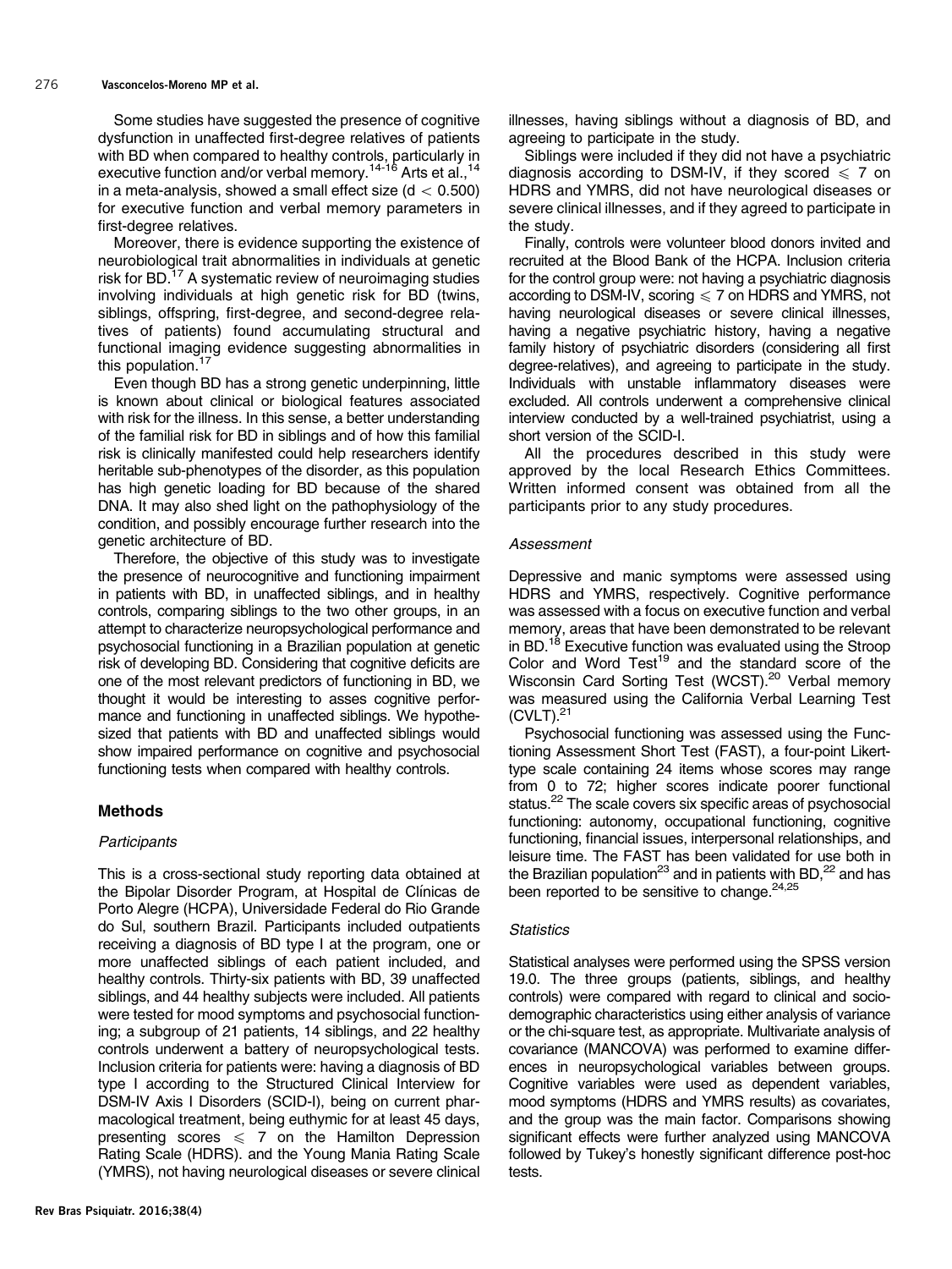Some studies have suggested the presence of cognitive dysfunction in unaffected first-degree relatives of patients with BD when compared to healthy controls, particularly in executive function and/or verbal memory.[14-16] Arts et al.,[14] in a meta-analysis, showed a small effect size ($d < 0.500$) for executive function and verbal memory parameters in first-degree relatives.

Moreover, there is evidence supporting the existence of neurobiological trait abnormalities in individuals at genetic risk for BD.[17] A systematic review of neuroimaging studies involving individuals at high genetic risk for BD (twins, siblings, offspring, first-degree, and second-degree relatives of patients) found accumulating structural and functional imaging evidence suggesting abnormalities in this population.[17]

Even though BD has a strong genetic underpinning, little is known about clinical or biological features associated with risk for the illness. In this sense, a better understanding of the familial risk for BD in siblings and of how this familial risk is clinically manifested could help researchers identify heritable sub-phenotypes of the disorder, as this population has high genetic loading for BD because of the shared DNA. It may also shed light on the pathophysiology of the condition, and possibly encourage further research into the genetic architecture of BD.

Therefore, the objective of this study was to investigate the presence of neurocognitive and functioning impairment in patients with BD, in unaffected siblings, and in healthy controls, comparing siblings to the two other groups, in an attempt to characterize neuropsychological performance and psychosocial functioning in a Brazilian population at genetic risk of developing BD. Considering that cognitive deficits are one of the most relevant predictors of functioning in BD, we thought it would be interesting to asses cognitive performance and functioning in unaffected siblings. We hypothesized that patients with BD and unaffected siblings would show impaired performance on cognitive and psychosocial functioning tests when compared with healthy controls.

## Methods

### *Participants*

This is a cross-sectional study reporting data obtained at the Bipolar Disorder Program, at Hospital de Clínicas de Porto Alegre (HCPA), Universidade Federal do Rio Grande do Sul, southern Brazil. Participants included outpatients receiving a diagnosis of BD type I at the program, one or more unaffected siblings of each patient included, and healthy controls. Thirty-six patients with BD, 39 unaffected siblings, and 44 healthy subjects were included. All patients were tested for mood symptoms and psychosocial functioning; a subgroup of 21 patients, 14 siblings, and 22 healthy controls underwent a battery of neuropsychological tests. Inclusion criteria for patients were: having a diagnosis of BD type I according to the Structured Clinical Interview for DSM-IV Axis I Disorders (SCID-I), being on current pharmacological treatment, being euthymic for at least 45 days, presenting scores $\leqslant$ 7 on the Hamilton Depression Rating Scale (HDRS). and the Young Mania Rating Scale (YMRS), not having neurological diseases or severe clinical illnesses, having siblings without a diagnosis of BD, and agreeing to participate in the study.

Siblings were included if they did not have a psychiatric diagnosis according to DSM-IV, if they scored $\leqslant$ 7 on HDRS and YMRS, did not have neurological diseases or severe clinical illnesses, and if they agreed to participate in the study.

Finally, controls were volunteer blood donors invited and recruited at the Blood Bank of the HCPA. Inclusion criteria for the control group were: not having a psychiatric diagnosis according to DSM-IV, scoring $\leqslant$ 7 on HDRS and YMRS, not having neurological diseases or severe clinical illnesses, having a negative psychiatric history, having a negative family history of psychiatric disorders (considering all first degree-relatives), and agreeing to participate in the study. Individuals with unstable inflammatory diseases were excluded. All controls underwent a comprehensive clinical interview conducted by a well-trained psychiatrist, using a short version of the SCID-I.

All the procedures described in this study were approved by the local Research Ethics Committees. Written informed consent was obtained from all the participants prior to any study procedures.

### *Assessment*

Depressive and manic symptoms were assessed using HDRS and YMRS, respectively. Cognitive performance was assessed with a focus on executive function and verbal memory, areas that have been demonstrated to be relevant in BD.[18] Executive function was evaluated using the Stroop Color and Word Test[19] and the standard score of the Wisconsin Card Sorting Test (WCST).[20] Verbal memory was measured using the California Verbal Learning Test (CVLT).[21]

Psychosocial functioning was assessed using the Functioning Assessment Short Test (FAST), a four-point Likert-type scale containing 24 items whose scores may range from 0 to 72; higher scores indicate poorer functional status.[22] The scale covers six specific areas of psychosocial functioning: autonomy, occupational functioning, cognitive functioning, financial issues, interpersonal relationships, and leisure time. The FAST has been validated for use both in the Brazilian population[23] and in patients with BD,[22] and has been reported to be sensitive to change.[24,25]

### *Statistics*

Statistical analyses were performed using the SPSS version 19.0. The three groups (patients, siblings, and healthy controls) were compared with regard to clinical and sociodemographic characteristics using either analysis of variance or the chi-square test, as appropriate. Multivariate analysis of covariance (MANCOVA) was performed to examine differences in neuropsychological variables between groups. Cognitive variables were used as dependent variables, mood symptoms (HDRS and YMRS results) as covariates, and the group was the main factor. Comparisons showing significant effects were further analyzed using MANCOVA followed by Tukey's honestly significant difference post-hoc tests.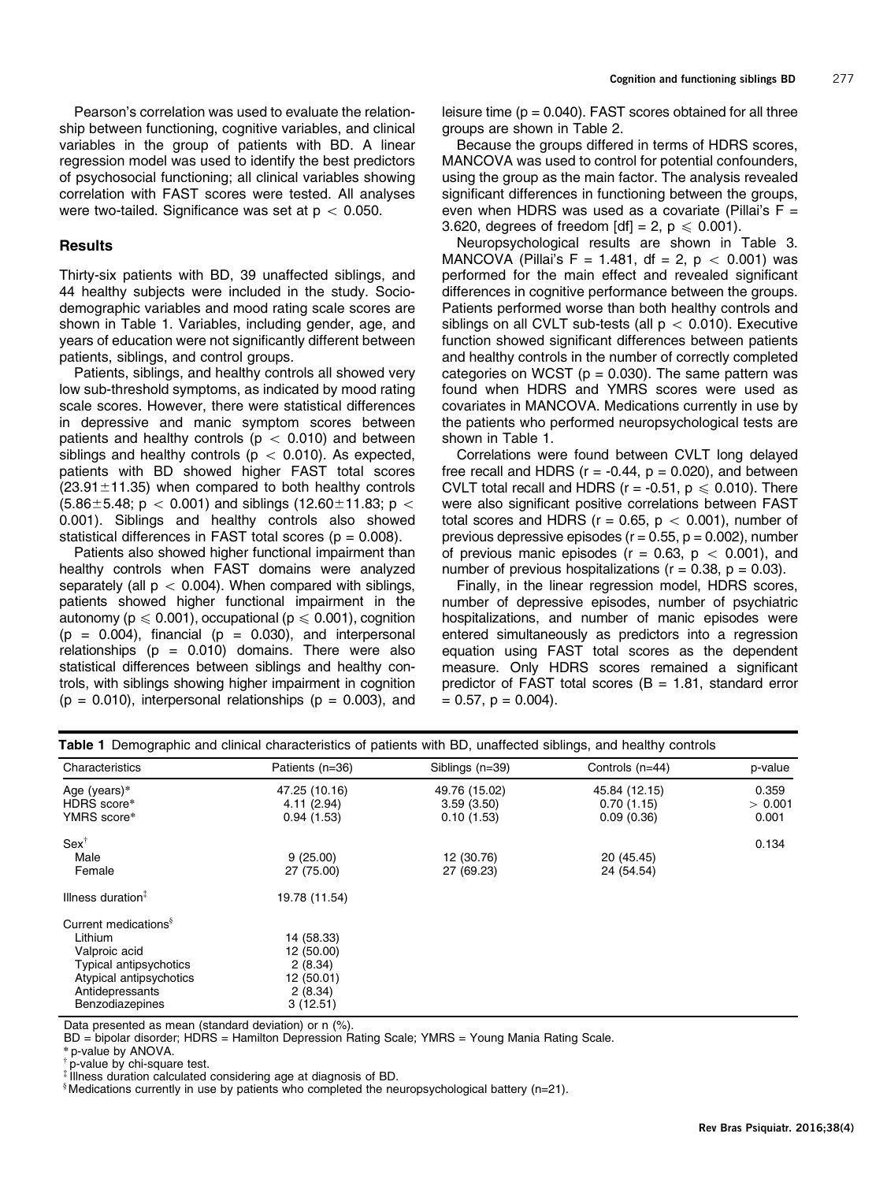Pearson's correlation was used to evaluate the relationship between functioning, cognitive variables, and clinical variables in the group of patients with BD. A linear regression model was used to identify the best predictors of psychosocial functioning; all clinical variables showing correlation with FAST scores were tested. All analyses were two-tailed. Significance was set at $p < 0.050$.

## Results

Thirty-six patients with BD, 39 unaffected siblings, and 44 healthy subjects were included in the study. Sociodemographic variables and mood rating scale scores are shown in Table 1. Variables, including gender, age, and years of education were not significantly different between patients, siblings, and control groups.

Patients, siblings, and healthy controls all showed very low sub-threshold symptoms, as indicated by mood rating scale scores. However, there were statistical differences in depressive and manic symptom scores between patients and healthy controls ($p < 0.010$) and between siblings and healthy controls ($p < 0.010$). As expected, patients with BD showed higher FAST total scores ($23.91 \pm 11.35$) when compared to both healthy controls ($5.86 \pm 5.48$; $p < 0.001$) and siblings ($12.60 \pm 11.83$; $p < 0.001$). Siblings and healthy controls also showed statistical differences in FAST total scores ($p = 0.008$).

Patients also showed higher functional impairment than healthy controls when FAST domains were analyzed separately (all $p < 0.004$). When compared with siblings, patients showed higher functional impairment in the autonomy ($p \leqslant 0.001$), occupational ($p \leqslant 0.001$), cognition ($p = 0.004$), financial ($p = 0.030$), and interpersonal relationships ($p = 0.010$) domains. There were also statistical differences between siblings and healthy controls, with siblings showing higher impairment in cognition ($p = 0.010$), interpersonal relationships ($p = 0.003$), and leisure time ($p = 0.040$). FAST scores obtained for all three groups are shown in Table 2.

Because the groups differed in terms of HDRS scores, MANCOVA was used to control for potential confounders, using the group as the main factor. The analysis revealed significant differences in functioning between the groups, even when HDRS was used as a covariate (Pillai's $F = 3.620$, degrees of freedom [df] = 2, $p \leqslant 0.001$).

Neuropsychological results are shown in Table 3. MANCOVA (Pillai's $F = 1.481$, df = 2, $p < 0.001$) was performed for the main effect and revealed significant differences in cognitive performance between the groups. Patients performed worse than both healthy controls and siblings on all CVLT sub-tests (all $p < 0.010$). Executive function showed significant differences between patients and healthy controls in the number of correctly completed categories on WCST ($p = 0.030$). The same pattern was found when HDRS and YMRS scores were used as covariates in MANCOVA. Medications currently in use by the patients who performed neuropsychological tests are shown in Table 1.

Correlations were found between CVLT long delayed free recall and HDRS ($r = -0.44$, $p = 0.020$), and between CVLT total recall and HDRS ($r = -0.51$, $p \leqslant 0.010$). There were also significant positive correlations between FAST total scores and HDRS ($r = 0.65$, $p < 0.001$), number of previous depressive episodes ($r = 0.55$, $p = 0.002$), number of previous manic episodes ($r = 0.63$, $p < 0.001$), and number of previous hospitalizations ($r = 0.38$, $p = 0.03$).

Finally, in the linear regression model, HDRS scores, number of depressive episodes, number of psychiatric hospitalizations, and number of manic episodes were entered simultaneously as predictors into a regression equation using FAST total scores as the dependent measure. Only HDRS scores remained a significant predictor of FAST total scores ($B = 1.81$, standard error $= 0.57$, $p = 0.004$).

**Table 1** Demographic and clinical characteristics of patients with BD, unaffected siblings, and healthy controls

| Characteristics | Patients (n=36) | Siblings (n=39) | Controls (n=44) | p-value |
|---|---|---|---|---|
| Age (years)* | 47.25 (10.16) | 49.76 (15.02) | 45.84 (12.15) | 0.359 |
| HDRS score* | 4.11 (2.94) | 3.59 (3.50) | 0.70 (1.15) | > 0.001 |
| YMRS score* | 0.94 (1.53) | 0.10 (1.53) | 0.09 (0.36) | 0.001 |
| Sex[†] | | | | 0.134 |
| Male | 9 (25.00) | 12 (30.76) | 20 (45.45) | |
| Female | 27 (75.00) | 27 (69.23) | 24 (54.54) | |
| Illness duration[‡] | 19.78 (11.54) | | | |
| Current medications[§] | | | | |
| Lithium | 14 (58.33) | | | |
| Valproic acid | 12 (50.00) | | | |
| Typical antipsychotics | 2 (8.34) | | | |
| Atypical antipsychotics | 12 (50.01) | | | |
| Antidepressants | 2 (8.34) | | | |
| Benzodiazepines | 3 (12.51) | | | |

Data presented as mean (standard deviation) or n (%).

BD = bipolar disorder; HDRS = Hamilton Depression Rating Scale; YMRS = Young Mania Rating Scale.

\* p-value by ANOVA.

† p-value by chi-square test.

‡ Illness duration calculated considering age at diagnosis of BD.

§ Medications currently in use by patients who completed the neuropsychological battery (n=21).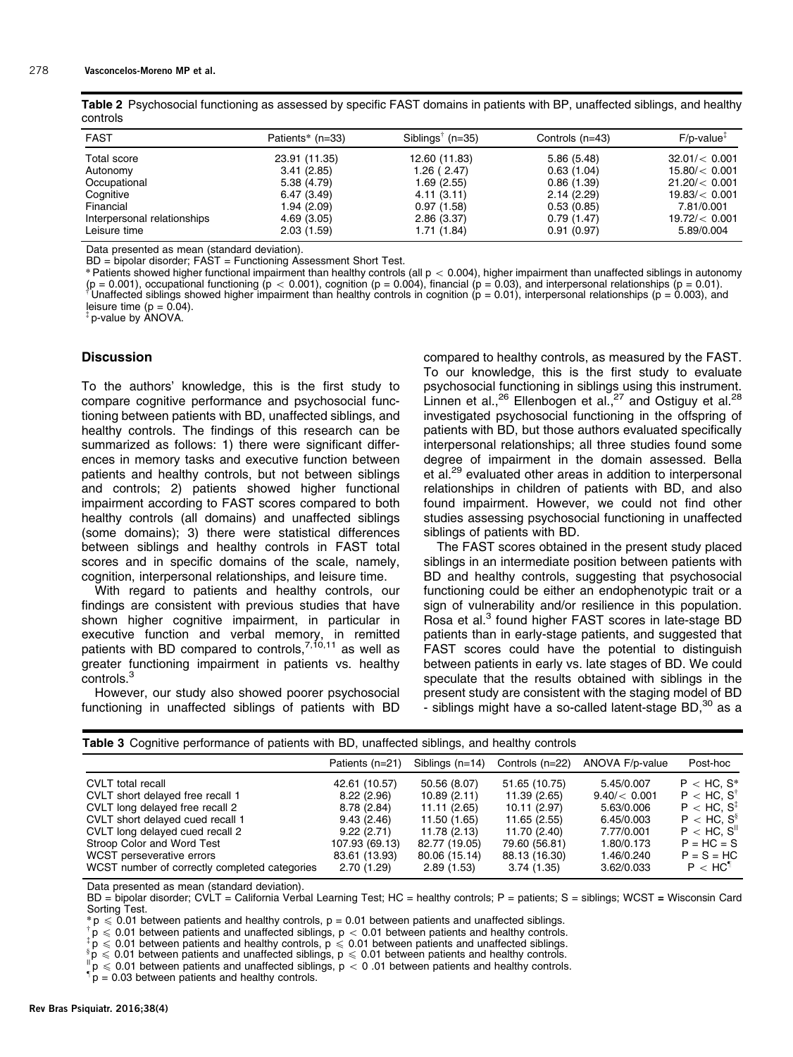**Table 2** Psychosocial functioning as assessed by specific FAST domains in patients with BP, unaffected siblings, and healthy controls

| FAST | Patients* (n=33) | Siblings[†] (n=35) | Controls (n=43) | F/p-value[‡] |
|---|---|---|---|---|
| Total score | 23.91 (11.35) | 12.60 (11.83) | 5.86 (5.48) | 32.01/< 0.001 |
| Autonomy | 3.41 (2.85) | 1.26 ( 2.47) | 0.63 (1.04) | 15.80/< 0.001 |
| Occupational | 5.38 (4.79) | 1.69 (2.55) | 0.86 (1.39) | 21.20/< 0.001 |
| Cognitive | 6.47 (3.49) | 4.11 (3.11) | 2.14 (2.29) | 19.83/< 0.001 |
| Financial | 1.94 (2.09) | 0.97 (1.58) | 0.53 (0.85) | 7.81/0.001 |
| Interpersonal relationships | 4.69 (3.05) | 2.86 (3.37) | 0.79 (1.47) | 19.72/< 0.001 |
| Leisure time | 2.03 (1.59) | 1.71 (1.84) | 0.91 (0.97) | 5.89/0.004 |

Data presented as mean (standard deviation).
BD = bipolar disorder; FAST = Functioning Assessment Short Test.
* Patients showed higher functional impairment than healthy controls (all $p < 0.004$), higher impairment than unaffected siblings in autonomy ($p = 0.001$), occupational functioning ($p < 0.001$), cognition ($p = 0.004$), financial ($p = 0.03$), and interpersonal relationships ($p = 0.01$).
† Unaffected siblings showed higher impairment than healthy controls in cognition ($p = 0.01$), interpersonal relationships ($p = 0.003$), and leisure time ($p = 0.04$).
‡ p-value by ANOVA.

## Discussion

To the authors' knowledge, this is the first study to compare cognitive performance and psychosocial functioning between patients with BD, unaffected siblings, and healthy controls. The findings of this research can be summarized as follows: 1) there were significant differences in memory tasks and executive function between patients and healthy controls, but not between siblings and controls; 2) patients showed higher functional impairment according to FAST scores compared to both healthy controls (all domains) and unaffected siblings (some domains); 3) there were statistical differences between siblings and healthy controls in FAST total scores and in specific domains of the scale, namely, cognition, interpersonal relationships, and leisure time.

With regard to patients and healthy controls, our findings are consistent with previous studies that have shown higher cognitive impairment, in particular in executive function and verbal memory, in remitted patients with BD compared to controls,[7,10,11] as well as greater functioning impairment in patients vs. healthy controls.[3]

However, our study also showed poorer psychosocial functioning in unaffected siblings of patients with BD compared to healthy controls, as measured by the FAST. To our knowledge, this is the first study to evaluate psychosocial functioning in siblings using this instrument. Linnen et al.,[26] Ellenbogen et al.,[27] and Ostiguy et al.[28] investigated psychosocial functioning in the offspring of patients with BD, but those authors evaluated specifically interpersonal relationships; all three studies found some degree of impairment in the domain assessed. Bella et al.[29] evaluated other areas in addition to interpersonal relationships in children of patients with BD, and also found impairment. However, we could not find other studies assessing psychosocial functioning in unaffected siblings of patients with BD.

The FAST scores obtained in the present study placed siblings in an intermediate position between patients with BD and healthy controls, suggesting that psychosocial functioning could be either an endophenotypic trait or a sign of vulnerability and/or resilience in this population. Rosa et al.[3] found higher FAST scores in late-stage BD patients than in early-stage patients, and suggested that FAST scores could have the potential to distinguish between patients in early vs. late stages of BD. We could speculate that the results obtained with siblings in the present study are consistent with the staging model of BD - siblings might have a so-called latent-stage BD,[30] as a

**Table 3** Cognitive performance of patients with BD, unaffected siblings, and healthy controls

| | Patients (n=21) | Siblings (n=14) | Controls (n=22) | ANOVA F/p-value | Post-hoc |
|---|---|---|---|---|---|
| CVLT total recall | 42.61 (10.57) | 50.56 (8.07) | 51.65 (10.75) | 5.45/0.007 | P < HC, S* |
| CVLT short delayed free recall 1 | 8.22 (2.96) | 10.89 (2.11) | 11.39 (2.65) | 9.40/< 0.001 | P < HC, S[†] |
| CVLT long delayed free recall 2 | 8.78 (2.84) | 11.11 (2.65) | 10.11 (2.97) | 5.63/0.006 | P < HC, S[‡] |
| CVLT short delayed cued recall 1 | 9.43 (2.46) | 11.50 (1.65) | 11.65 (2.55) | 6.45/0.003 | P < HC, S[§] |
| CVLT long delayed cued recall 2 | 9.22 (2.71) | 11.78 (2.13) | 11.70 (2.40) | 7.77/0.001 | P < HC, S[‖] |
| Stroop Color and Word Test | 107.93 (69.13) | 82.77 (19.05) | 79.60 (56.81) | 1.80/0.173 | P = HC = S |
| WCST perseverative errors | 83.61 (13.93) | 80.06 (15.14) | 88.13 (16.30) | 1.46/0.240 | P = S = HC |
| WCST number of correctly completed categories | 2.70 (1.29) | 2.89 (1.53) | 3.74 (1.35) | 3.62/0.033 | P < HC[¶] |

Data presented as mean (standard deviation).
BD = bipolar disorder; CVLT = California Verbal Learning Test; HC = healthy controls; P = patients; S = siblings; WCST = Wisconsin Card Sorting Test.
* $p \leqslant 0.01$ between patients and healthy controls, $p = 0.01$ between patients and unaffected siblings.
† $p \leqslant 0.01$ between patients and unaffected siblings, $p < 0.01$ between patients and healthy controls.
‡ $p \leqslant 0.01$ between patients and healthy controls, $p \leqslant 0.01$ between patients and unaffected siblings.
§ $p \leqslant 0.01$ between patients and unaffected siblings, $p \leqslant 0.01$ between patients and healthy controls.
‖ $p \leqslant 0.01$ between patients and unaffected siblings, $p < 0.01$ between patients and healthy controls.
¶ $p = 0.03$ between patients and healthy controls.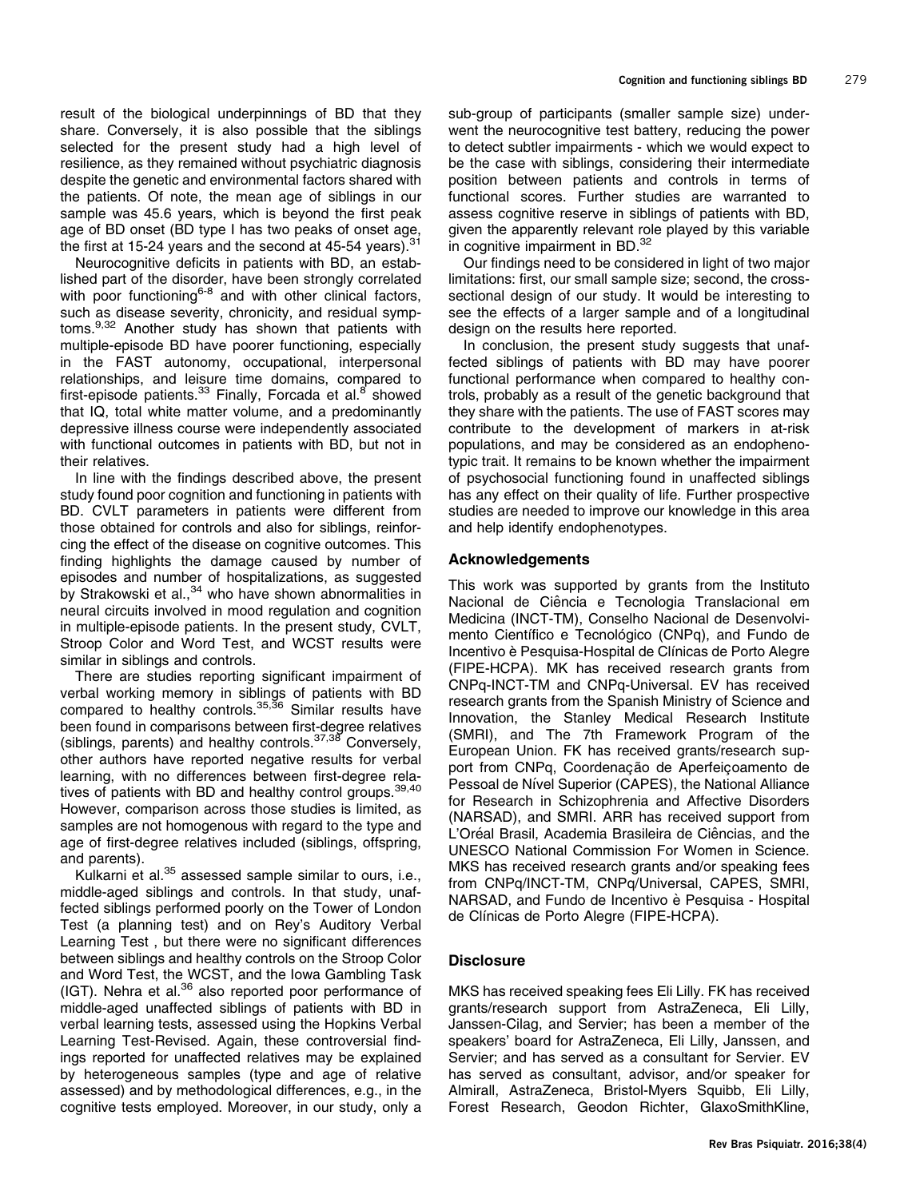result of the biological underpinnings of BD that they share. Conversely, it is also possible that the siblings selected for the present study had a high level of resilience, as they remained without psychiatric diagnosis despite the genetic and environmental factors shared with the patients. Of note, the mean age of siblings in our sample was 45.6 years, which is beyond the first peak age of BD onset (BD type I has two peaks of onset age, the first at 15-24 years and the second at 45-54 years).[31]

Neurocognitive deficits in patients with BD, an established part of the disorder, have been strongly correlated with poor functioning[6-8] and with other clinical factors, such as disease severity, chronicity, and residual symptoms.[9,32] Another study has shown that patients with multiple-episode BD have poorer functioning, especially in the FAST autonomy, occupational, interpersonal relationships, and leisure time domains, compared to first-episode patients.[33] Finally, Forcada et al.[8] showed that IQ, total white matter volume, and a predominantly depressive illness course were independently associated with functional outcomes in patients with BD, but not in their relatives.

In line with the findings described above, the present study found poor cognition and functioning in patients with BD. CVLT parameters in patients were different from those obtained for controls and also for siblings, reinforcing the effect of the disease on cognitive outcomes. This finding highlights the damage caused by number of episodes and number of hospitalizations, as suggested by Strakowski et al.,[34] who have shown abnormalities in neural circuits involved in mood regulation and cognition in multiple-episode patients. In the present study, CVLT, Stroop Color and Word Test, and WCST results were similar in siblings and controls.

There are studies reporting significant impairment of verbal working memory in siblings of patients with BD compared to healthy controls.[35,36] Similar results have been found in comparisons between first-degree relatives (siblings, parents) and healthy controls.[37,38] Conversely, other authors have reported negative results for verbal learning, with no differences between first-degree relatives of patients with BD and healthy control groups.[39,40] However, comparison across those studies is limited, as samples are not homogenous with regard to the type and age of first-degree relatives included (siblings, offspring, and parents).

Kulkarni et al.[35] assessed sample similar to ours, i.e., middle-aged siblings and controls. In that study, unaffected siblings performed poorly on the Tower of London Test (a planning test) and on Rey's Auditory Verbal Learning Test , but there were no significant differences between siblings and healthy controls on the Stroop Color and Word Test, the WCST, and the Iowa Gambling Task (IGT). Nehra et al.[36] also reported poor performance of middle-aged unaffected siblings of patients with BD in verbal learning tests, assessed using the Hopkins Verbal Learning Test-Revised. Again, these controversial findings reported for unaffected relatives may be explained by heterogeneous samples (type and age of relative assessed) and by methodological differences, e.g., in the cognitive tests employed. Moreover, in our study, only a sub-group of participants (smaller sample size) underwent the neurocognitive test battery, reducing the power to detect subtler impairments - which we would expect to be the case with siblings, considering their intermediate position between patients and controls in terms of functional scores. Further studies are warranted to assess cognitive reserve in siblings of patients with BD, given the apparently relevant role played by this variable in cognitive impairment in BD.[32]

Our findings need to be considered in light of two major limitations: first, our small sample size; second, the cross-sectional design of our study. It would be interesting to see the effects of a larger sample and of a longitudinal design on the results here reported.

In conclusion, the present study suggests that unaffected siblings of patients with BD may have poorer functional performance when compared to healthy controls, probably as a result of the genetic background that they share with the patients. The use of FAST scores may contribute to the development of markers in at-risk populations, and may be considered as an endophenotypic trait. It remains to be known whether the impairment of psychosocial functioning found in unaffected siblings has any effect on their quality of life. Further prospective studies are needed to improve our knowledge in this area and help identify endophenotypes.

## Acknowledgements

This work was supported by grants from the Instituto Nacional de Ciência e Tecnologia Translacional em Medicina (INCT-TM), Conselho Nacional de Desenvolvimento Científico e Tecnológico (CNPq), and Fundo de Incentivo è Pesquisa-Hospital de Clínicas de Porto Alegre (FIPE-HCPA). MK has received research grants from CNPq-INCT-TM and CNPq-Universal. EV has received research grants from the Spanish Ministry of Science and Innovation, the Stanley Medical Research Institute (SMRI), and The 7th Framework Program of the European Union. FK has received grants/research support from CNPq, Coordenação de Aperfeiçoamento de Pessoal de Nível Superior (CAPES), the National Alliance for Research in Schizophrenia and Affective Disorders (NARSAD), and SMRI. ARR has received support from L'Oréal Brasil, Academia Brasileira de Ciências, and the UNESCO National Commission For Women in Science. MKS has received research grants and/or speaking fees from CNPq/INCT-TM, CNPq/Universal, CAPES, SMRI, NARSAD, and Fundo de Incentivo è Pesquisa - Hospital de Clínicas de Porto Alegre (FIPE-HCPA).

## Disclosure

MKS has received speaking fees Eli Lilly. FK has received grants/research support from AstraZeneca, Eli Lilly, Janssen-Cilag, and Servier; has been a member of the speakers' board for AstraZeneca, Eli Lilly, Janssen, and Servier; and has served as a consultant for Servier. EV has served as consultant, advisor, and/or speaker for Almirall, AstraZeneca, Bristol-Myers Squibb, Eli Lilly, Forest Research, Geodon Richter, GlaxoSmithKline,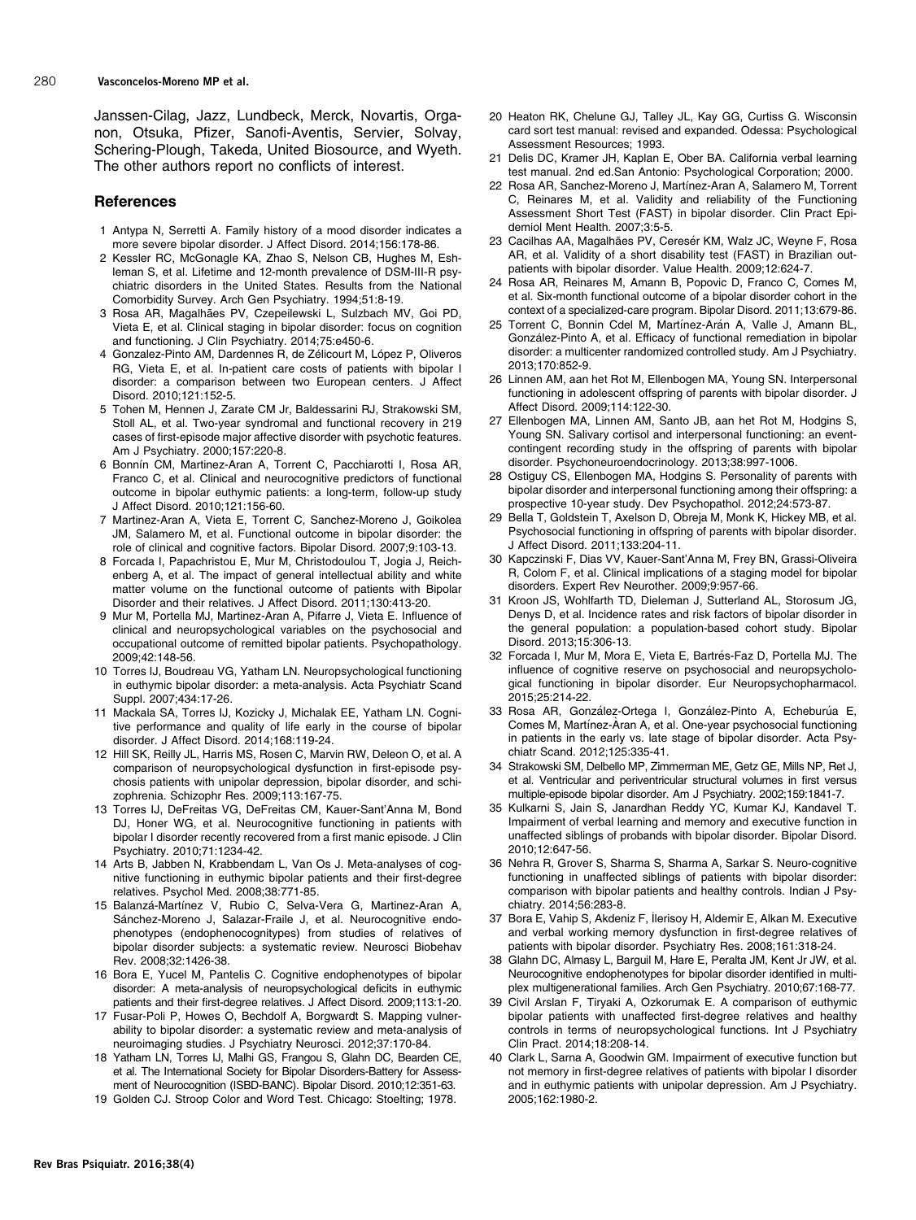Janssen-Cilag, Jazz, Lundbeck, Merck, Novartis, Organon, Otsuka, Pfizer, Sanofi-Aventis, Servier, Solvay, Schering-Plough, Takeda, United Biosource, and Wyeth. The other authors report no conflicts of interest.

## References

1. Antypa N, Serretti A. Family history of a mood disorder indicates a more severe bipolar disorder. J Affect Disord. 2014;156:178-86.
2. Kessler RC, McGonagle KA, Zhao S, Nelson CB, Hughes M, Eshleman S, et al. Lifetime and 12-month prevalence of DSM-III-R psychiatric disorders in the United States. Results from the National Comorbidity Survey. Arch Gen Psychiatry. 1994;51:8-19.
3. Rosa AR, Magalhães PV, Czepeilewski L, Sulzbach MV, Goi PD, Vieta E, et al. Clinical staging in bipolar disorder: focus on cognition and functioning. J Clin Psychiatry. 2014;75:e450-6.
4. Gonzalez-Pinto AM, Dardennes R, de Zélicourt M, López P, Oliveros RG, Vieta E, et al. In-patient care costs of patients with bipolar I disorder: a comparison between two European centers. J Affect Disord. 2010;121:152-5.
5. Tohen M, Hennen J, Zarate CM Jr, Baldessarini RJ, Strakowski SM, Stoll AL, et al. Two-year syndromal and functional recovery in 219 cases of first-episode major affective disorder with psychotic features. Am J Psychiatry. 2000;157:220-8.
6. Bonnín CM, Martinez-Aran A, Torrent C, Pacchiarotti I, Rosa AR, Franco C, et al. Clinical and neurocognitive predictors of functional outcome in bipolar euthymic patients: a long-term, follow-up study J Affect Disord. 2010;121:156-60.
7. Martinez-Aran A, Vieta E, Torrent C, Sanchez-Moreno J, Goikolea JM, Salamero M, et al. Functional outcome in bipolar disorder: the role of clinical and cognitive factors. Bipolar Disord. 2007;9:103-13.
8. Forcada I, Papachristou E, Mur M, Christodoulou T, Jogia J, Reichenberg A, et al. The impact of general intellectual ability and white matter volume on the functional outcome of patients with Bipolar Disorder and their relatives. J Affect Disord. 2011;130:413-20.
9. Mur M, Portella MJ, Martinez-Aran A, Pifarre J, Vieta E. Influence of clinical and neuropsychological variables on the psychosocial and occupational outcome of remitted bipolar patients. Psychopathology. 2009;42:148-56.
10. Torres IJ, Boudreau VG, Yatham LN. Neuropsychological functioning in euthymic bipolar disorder: a meta-analysis. Acta Psychiatr Scand Suppl. 2007;434:17-26.
11. Mackala SA, Torres IJ, Kozicky J, Michalak EE, Yatham LN. Cognitive performance and quality of life early in the course of bipolar disorder. J Affect Disord. 2014;168:119-24.
12. Hill SK, Reilly JL, Harris MS, Rosen C, Marvin RW, Deleon O, et al. A comparison of neuropsychological dysfunction in first-episode psychosis patients with unipolar depression, bipolar disorder, and schizophrenia. Schizophr Res. 2009;113:167-75.
13. Torres IJ, DeFreitas VG, DeFreitas CM, Kauer-Sant'Anna M, Bond DJ, Honer WG, et al. Neurocognitive functioning in patients with bipolar I disorder recently recovered from a first manic episode. J Clin Psychiatry. 2010;71:1234-42.
14. Arts B, Jabben N, Krabbendam L, Van Os J. Meta-analyses of cognitive functioning in euthymic bipolar patients and their first-degree relatives. Psychol Med. 2008;38:771-85.
15. Balanzá-Martínez V, Rubio C, Selva-Vera G, Martinez-Aran A, Sánchez-Moreno J, Salazar-Fraile J, et al. Neurocognitive endophenotypes (endophenocognitypes) from studies of relatives of bipolar disorder subjects: a systematic review. Neurosci Biobehav Rev. 2008;32:1426-38.
16. Bora E, Yucel M, Pantelis C. Cognitive endophenotypes of bipolar disorder: A meta-analysis of neuropsychological deficits in euthymic patients and their first-degree relatives. J Affect Disord. 2009;113:1-20.
17. Fusar-Poli P, Howes O, Bechdolf A, Borgwardt S. Mapping vulnerability to bipolar disorder: a systematic review and meta-analysis of neuroimaging studies. J Psychiatry Neurosci. 2012;37:170-84.
18. Yatham LN, Torres IJ, Malhi GS, Frangou S, Glahn DC, Bearden CE, et al. The International Society for Bipolar Disorders-Battery for Assessment of Neurocognition (ISBD-BANC). Bipolar Disord. 2010;12:351-63.
19. Golden CJ. Stroop Color and Word Test. Chicago: Stoelting; 1978.
20. Heaton RK, Chelune GJ, Talley JL, Kay GG, Curtiss G. Wisconsin card sort test manual: revised and expanded. Odessa: Psychological Assessment Resources; 1993.
21. Delis DC, Kramer JH, Kaplan E, Ober BA. California verbal learning test manual. 2nd ed.San Antonio: Psychological Corporation; 2000.
22. Rosa AR, Sanchez-Moreno J, Martínez-Aran A, Salamero M, Torrent C, Reinares M, et al. Validity and reliability of the Functioning Assessment Short Test (FAST) in bipolar disorder. Clin Pract Epidemiol Ment Health. 2007;3:5-5.
23. Cacilhas AA, Magalhães PV, Ceresér KM, Walz JC, Weyne F, Rosa AR, et al. Validity of a short disability test (FAST) in Brazilian outpatients with bipolar disorder. Value Health. 2009;12:624-7.
24. Rosa AR, Reinares M, Amann B, Popovic D, Franco C, Comes M, et al. Six-month functional outcome of a bipolar disorder cohort in the context of a specialized-care program. Bipolar Disord. 2011;13:679-86.
25. Torrent C, Bonnin Cdel M, Martínez-Arán A, Valle J, Amann BL, González-Pinto A, et al. Efficacy of functional remediation in bipolar disorder: a multicenter randomized controlled study. Am J Psychiatry. 2013;170:852-9.
26. Linnen AM, aan het Rot M, Ellenbogen MA, Young SN. Interpersonal functioning in adolescent offspring of parents with bipolar disorder. J Affect Disord. 2009;114:122-30.
27. Ellenbogen MA, Linnen AM, Santo JB, aan het Rot M, Hodgins S, Young SN. Salivary cortisol and interpersonal functioning: an event-contingent recording study in the offspring of parents with bipolar disorder. Psychoneuroendocrinology. 2013;38:997-1006.
28. Ostiguy CS, Ellenbogen MA, Hodgins S. Personality of parents with bipolar disorder and interpersonal functioning among their offspring: a prospective 10-year study. Dev Psychopathol. 2012;24:573-87.
29. Bella T, Goldstein T, Axelson D, Obreja M, Monk K, Hickey MB, et al. Psychosocial functioning in offspring of parents with bipolar disorder. J Affect Disord. 2011;133:204-11.
30. Kapczinski F, Dias VV, Kauer-Sant'Anna M, Frey BN, Grassi-Oliveira R, Colom F, et al. Clinical implications of a staging model for bipolar disorders. Expert Rev Neurother. 2009;9:957-66.
31. Kroon JS, Wohlfarth TD, Dieleman J, Sutterland AL, Storosum JG, Denys D, et al. Incidence rates and risk factors of bipolar disorder in the general population: a population-based cohort study. Bipolar Disord. 2013;15:306-13.
32. Forcada I, Mur M, Mora E, Vieta E, Bartrés-Faz D, Portella MJ. The influence of cognitive reserve on psychosocial and neuropsychological functioning in bipolar disorder. Eur Neuropsychopharmacol. 2015;25:214-22.
33. Rosa AR, González-Ortega I, González-Pinto A, Echeburúa E, Comes M, Martínez-Àran A, et al. One-year psychosocial functioning in patients in the early vs. late stage of bipolar disorder. Acta Psychiatr Scand. 2012;125:335-41.
34. Strakowski SM, Delbello MP, Zimmerman ME, Getz GE, Mills NP, Ret J, et al. Ventricular and periventricular structural volumes in first versus multiple-episode bipolar disorder. Am J Psychiatry. 2002;159:1841-7.
35. Kulkarni S, Jain S, Janardhan Reddy YC, Kumar KJ, Kandavel T. Impairment of verbal learning and memory and executive function in unaffected siblings of probands with bipolar disorder. Bipolar Disord. 2010;12:647-56.
36. Nehra R, Grover S, Sharma S, Sharma A, Sarkar S. Neuro-cognitive functioning in unaffected siblings of patients with bipolar disorder: comparison with bipolar patients and healthy controls. Indian J Psychiatry. 2014;56:283-8.
37. Bora E, Vahip S, Akdeniz F, İlerisoy H, Aldemir E, Alkan M. Executive and verbal working memory dysfunction in first-degree relatives of patients with bipolar disorder. Psychiatry Res. 2008;161:318-24.
38. Glahn DC, Almasy L, Barguil M, Hare E, Peralta JM, Kent Jr JW, et al. Neurocognitive endophenotypes for bipolar disorder identified in multiplex multigenerational families. Arch Gen Psychiatry. 2010;67:168-77.
39. Civil Arslan F, Tiryaki A, Ozkorumak E. A comparison of euthymic bipolar patients with unaffected first-degree relatives and healthy controls in terms of neuropsychological functions. Int J Psychiatry Clin Pract. 2014;18:208-14.
40. Clark L, Sarna A, Goodwin GM. Impairment of executive function but not memory in first-degree relatives of patients with bipolar I disorder and in euthymic patients with unipolar depression. Am J Psychiatry. 2005;162:1980-2.